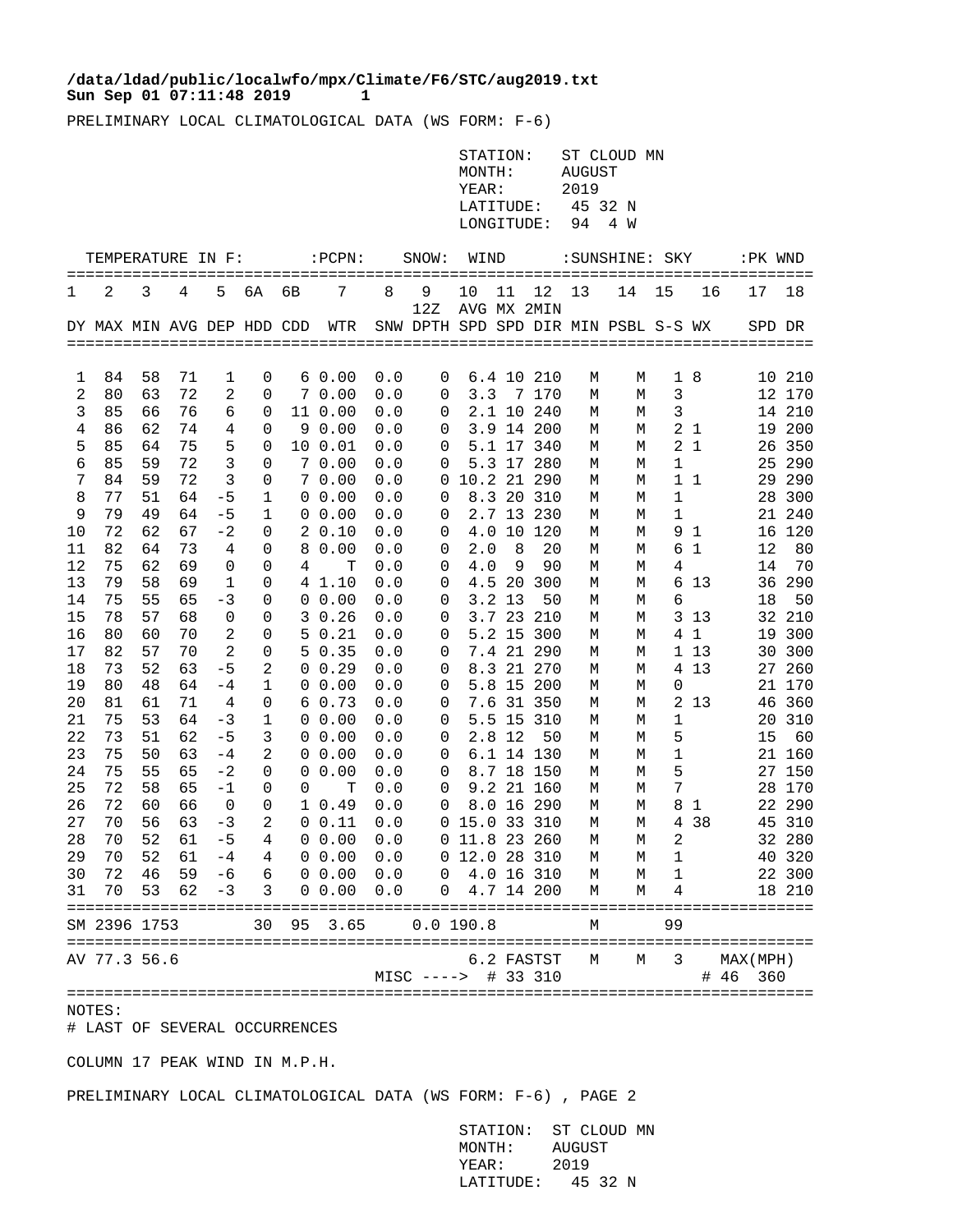/data/ldad/public/localwfo/mpx/Climate/F6/STC/aug2019.txt
Sun Sep 01 07:11:48 2019

PRELIMINARY LOCAL CLIMATOLOGICAL DATA (WS FORM: F-6)

STATION: ST CLOUD MN
MONTH: AUGUST
YEAR: 2019
LATITUDE: 45 32 N
LONGITUDE: 94 4 W

| TEMPERATURE IN F: | | | | | | | :PCPN: | SNOW: | | WIND | | | :SUNSHINE: | | SKY | | :PK WND | |
|---|---|---|---|---|---|---|---|---|---|---|---|---|---|---|---|---|---|---|
| 1 | 2 | 3 | 4 | 5 | 6A | 6B | 7 | 8 | 9 | 10 | 11 | 12 | 13 | 14 | 15 | 16 | 17 | 18 |
| | | | | | | | | | 12Z | AVG | MX | 2MIN | | | | | | |
| DY | MAX | MIN | AVG | DEP | HDD | CDD | WTR | SNW | DPTH | SPD | SPD | DIR | MIN | PSBL | S-S | WX | SPD | DR |
| 1 | 84 | 58 | 71 | 1 | 0 | 6 | 0.00 | 0.0 | 0 | 6.4 | 10 | 210 | M | M | 1 | 8 | 10 | 210 |
| 2 | 80 | 63 | 72 | 2 | 0 | 7 | 0.00 | 0.0 | 0 | 3.3 | 7 | 170 | M | M | 3 | | 12 | 170 |
| 3 | 85 | 66 | 76 | 6 | 0 | 11 | 0.00 | 0.0 | 0 | 2.1 | 10 | 240 | M | M | 3 | | 14 | 210 |
| 4 | 86 | 62 | 74 | 4 | 0 | 9 | 0.00 | 0.0 | 0 | 3.9 | 14 | 200 | M | M | 2 | 1 | 19 | 200 |
| 5 | 85 | 64 | 75 | 5 | 0 | 10 | 0.01 | 0.0 | 0 | 5.1 | 17 | 340 | M | M | 2 | 1 | 26 | 350 |
| 6 | 85 | 59 | 72 | 3 | 0 | 7 | 0.00 | 0.0 | 0 | 5.3 | 17 | 280 | M | M | 1 | | 25 | 290 |
| 7 | 84 | 59 | 72 | 3 | 0 | 7 | 0.00 | 0.0 | 0 | 10.2 | 21 | 290 | M | M | 1 | 1 | 29 | 290 |
| 8 | 77 | 51 | 64 | -5 | 1 | 0 | 0.00 | 0.0 | 0 | 8.3 | 20 | 310 | M | M | 1 | | 28 | 300 |
| 9 | 79 | 49 | 64 | -5 | 1 | 0 | 0.00 | 0.0 | 0 | 2.7 | 13 | 230 | M | M | 1 | | 21 | 240 |
| 10 | 72 | 62 | 67 | -2 | 0 | 2 | 0.10 | 0.0 | 0 | 4.0 | 10 | 120 | M | M | 9 | 1 | 16 | 120 |
| 11 | 82 | 64 | 73 | 4 | 0 | 8 | 0.00 | 0.0 | 0 | 2.0 | 8 | 20 | M | M | 6 | 1 | 12 | 80 |
| 12 | 75 | 62 | 69 | 0 | 0 | 4 | T | 0.0 | 0 | 4.0 | 9 | 90 | M | M | 4 | | 14 | 70 |
| 13 | 79 | 58 | 69 | 1 | 0 | 4 | 1.10 | 0.0 | 0 | 4.5 | 20 | 300 | M | M | 6 | 13 | 36 | 290 |
| 14 | 75 | 55 | 65 | -3 | 0 | 0 | 0.00 | 0.0 | 0 | 3.2 | 13 | 50 | M | M | 6 | | 18 | 50 |
| 15 | 78 | 57 | 68 | 0 | 0 | 3 | 0.26 | 0.0 | 0 | 3.7 | 23 | 210 | M | M | 3 | 13 | 32 | 210 |
| 16 | 80 | 60 | 70 | 2 | 0 | 5 | 0.21 | 0.0 | 0 | 5.2 | 15 | 300 | M | M | 4 | 1 | 19 | 300 |
| 17 | 82 | 57 | 70 | 2 | 0 | 5 | 0.35 | 0.0 | 0 | 7.4 | 21 | 290 | M | M | 1 | 13 | 30 | 300 |
| 18 | 73 | 52 | 63 | -5 | 2 | 0 | 0.29 | 0.0 | 0 | 8.3 | 21 | 270 | M | M | 4 | 13 | 27 | 260 |
| 19 | 80 | 48 | 64 | -4 | 1 | 0 | 0.00 | 0.0 | 0 | 5.8 | 15 | 200 | M | M | 0 | | 21 | 170 |
| 20 | 81 | 61 | 71 | 4 | 0 | 6 | 0.73 | 0.0 | 0 | 7.6 | 31 | 350 | M | M | 2 | 13 | 46 | 360 |
| 21 | 75 | 53 | 64 | -3 | 1 | 0 | 0.00 | 0.0 | 0 | 5.5 | 15 | 310 | M | M | 1 | | 20 | 310 |
| 22 | 73 | 51 | 62 | -5 | 3 | 0 | 0.00 | 0.0 | 0 | 2.8 | 12 | 50 | M | M | 5 | | 15 | 60 |
| 23 | 75 | 50 | 63 | -4 | 2 | 0 | 0.00 | 0.0 | 0 | 6.1 | 14 | 130 | M | M | 1 | | 21 | 160 |
| 24 | 75 | 55 | 65 | -2 | 0 | 0 | 0.00 | 0.0 | 0 | 8.7 | 18 | 150 | M | M | 5 | | 27 | 150 |
| 25 | 72 | 58 | 65 | -1 | 0 | 0 | T | 0.0 | 0 | 9.2 | 21 | 160 | M | M | 7 | | 28 | 170 |
| 26 | 72 | 60 | 66 | 0 | 0 | 1 | 0.49 | 0.0 | 0 | 8.0 | 16 | 290 | M | M | 8 | 1 | 22 | 290 |
| 27 | 70 | 56 | 63 | -3 | 2 | 0 | 0.11 | 0.0 | 0 | 15.0 | 33 | 310 | M | M | 4 | 38 | 45 | 310 |
| 28 | 70 | 52 | 61 | -5 | 4 | 0 | 0.00 | 0.0 | 0 | 11.8 | 23 | 260 | M | M | 2 | | 32 | 280 |
| 29 | 70 | 52 | 61 | -4 | 4 | 0 | 0.00 | 0.0 | 0 | 12.0 | 28 | 310 | M | M | 1 | | 40 | 320 |
| 30 | 72 | 46 | 59 | -6 | 6 | 0 | 0.00 | 0.0 | 0 | 4.0 | 16 | 310 | M | M | 1 | | 22 | 300 |
| 31 | 70 | 53 | 62 | -3 | 3 | 0 | 0.00 | 0.0 | 0 | 4.7 | 14 | 200 | M | M | 4 | | 18 | 210 |
| SM | 2396 | 1753 | | | 30 | 95 | 3.65 | 0.0 | | 190.8 | | | M | | 99 | | | |
| AV | 77.3 | 56.6 | | | | | | | | 6.2 | FASTST | | M | M | 3 | | MAX(MPH) | |
| | | | | | | | | MISC ----> | | | # 33 | 310 | | | | | # 46 | 360 |

NOTES:
# LAST OF SEVERAL OCCURRENCES

COLUMN 17 PEAK WIND IN M.P.H.

PRELIMINARY LOCAL CLIMATOLOGICAL DATA (WS FORM: F-6) , PAGE 2

STATION: ST CLOUD MN
MONTH: AUGUST
YEAR: 2019
LATITUDE: 45 32 N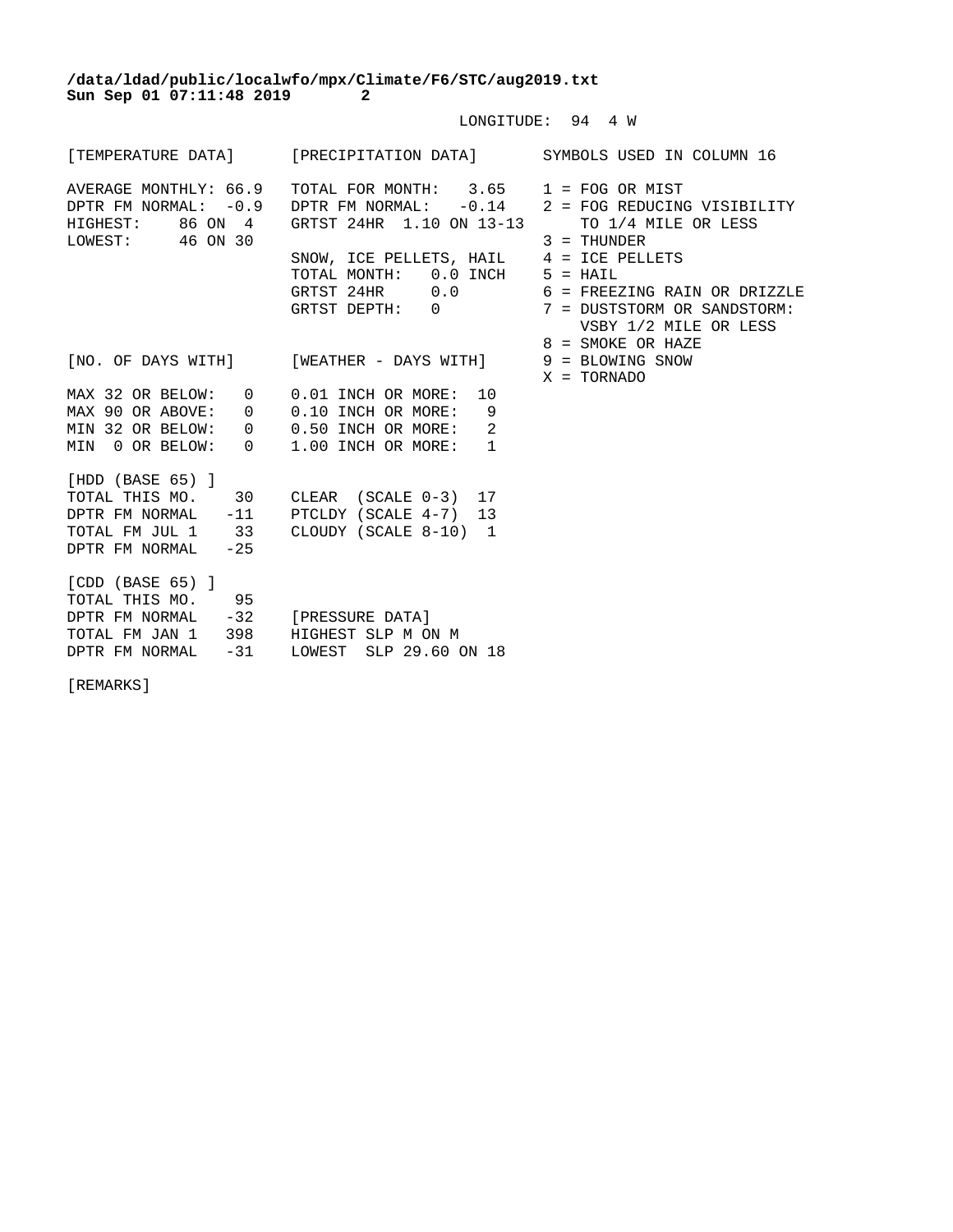**/data/ldad/public/localwfo/mpx/Climate/F6/STC/aug2019.txt**
**Sun Sep 01 07:11:48 2019 2**

LONGITUDE: 94 4 W

```
[TEMPERATURE DATA]      [PRECIPITATION DATA]       SYMBOLS USED IN COLUMN 16

AVERAGE MONTHLY: 66.9   TOTAL FOR MONTH:   3.65    1 = FOG OR MIST
DPTR FM NORMAL:  -0.9   DPTR FM NORMAL:   -0.14    2 = FOG REDUCING VISIBILITY
HIGHEST:    86 ON  4    GRTST 24HR  1.10 ON 13-13      TO 1/4 MILE OR LESS
LOWEST:     46 ON 30                               3 = THUNDER
                        SNOW, ICE PELLETS, HAIL    4 = ICE PELLETS
                        TOTAL MONTH:   0.0 INCH    5 = HAIL
                        GRTST 24HR     0.0         6 = FREEZING RAIN OR DRIZZLE
                        GRTST DEPTH:   0           7 = DUSTSTORM OR SANDSTORM:
                                                       VSBY 1/2 MILE OR LESS
                                                   8 = SMOKE OR HAZE
[NO. OF DAYS WITH]      [WEATHER - DAYS WITH]      9 = BLOWING SNOW
                                                   X = TORNADO
MAX 32 OR BELOW:   0    0.01 INCH OR MORE:  10
MAX 90 OR ABOVE:   0    0.10 INCH OR MORE:   9
MIN 32 OR BELOW:   0    0.50 INCH OR MORE:   2
MIN  0 OR BELOW:   0    1.00 INCH OR MORE:   1

[HDD (BASE 65) ]
TOTAL THIS MO.    30    CLEAR  (SCALE 0-3)  17
DPTR FM NORMAL   -11    PTCLDY (SCALE 4-7)  13
TOTAL FM JUL 1    33    CLOUDY (SCALE 8-10)  1
DPTR FM NORMAL   -25

[CDD (BASE 65) ]
TOTAL THIS MO.    95
DPTR FM NORMAL   -32    [PRESSURE DATA]
TOTAL FM JAN 1   398    HIGHEST SLP M ON M
DPTR FM NORMAL   -31    LOWEST  SLP 29.60 ON 18

[REMARKS]
```